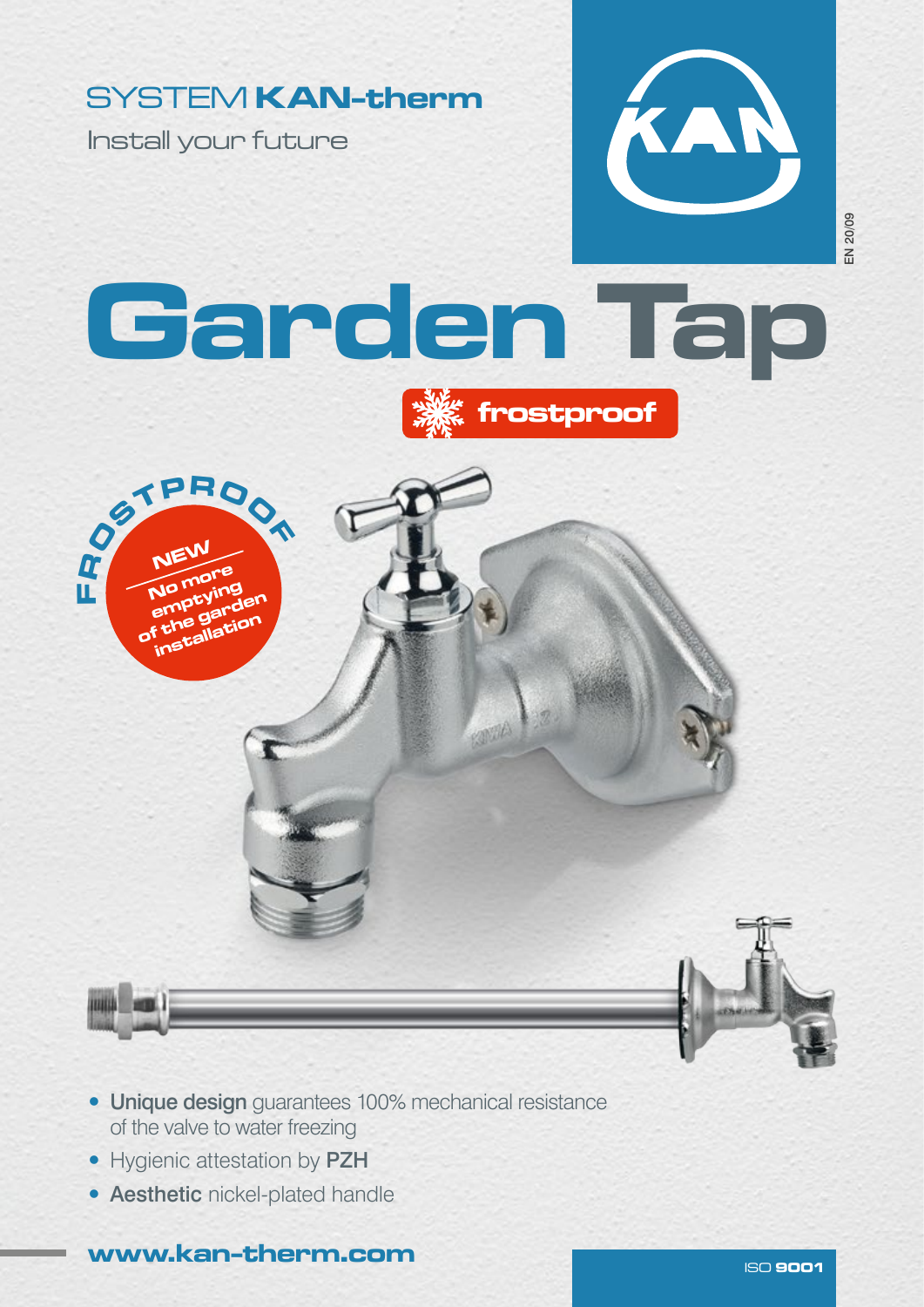SYSTEM **KAN-therm**

Install your future

EN 20/09

# Garden Tap

**frostproof**

FROSTPROOF

**NEW**

No more emptying of the garden installation

- **Unique design** guarantees 100% mechanical resistance of the valve to water freezing
- Hygienic attestation by **PZH**
- **Aesthetic** nickel-plated handle

**www.kan-therm.com**

ISO **9001**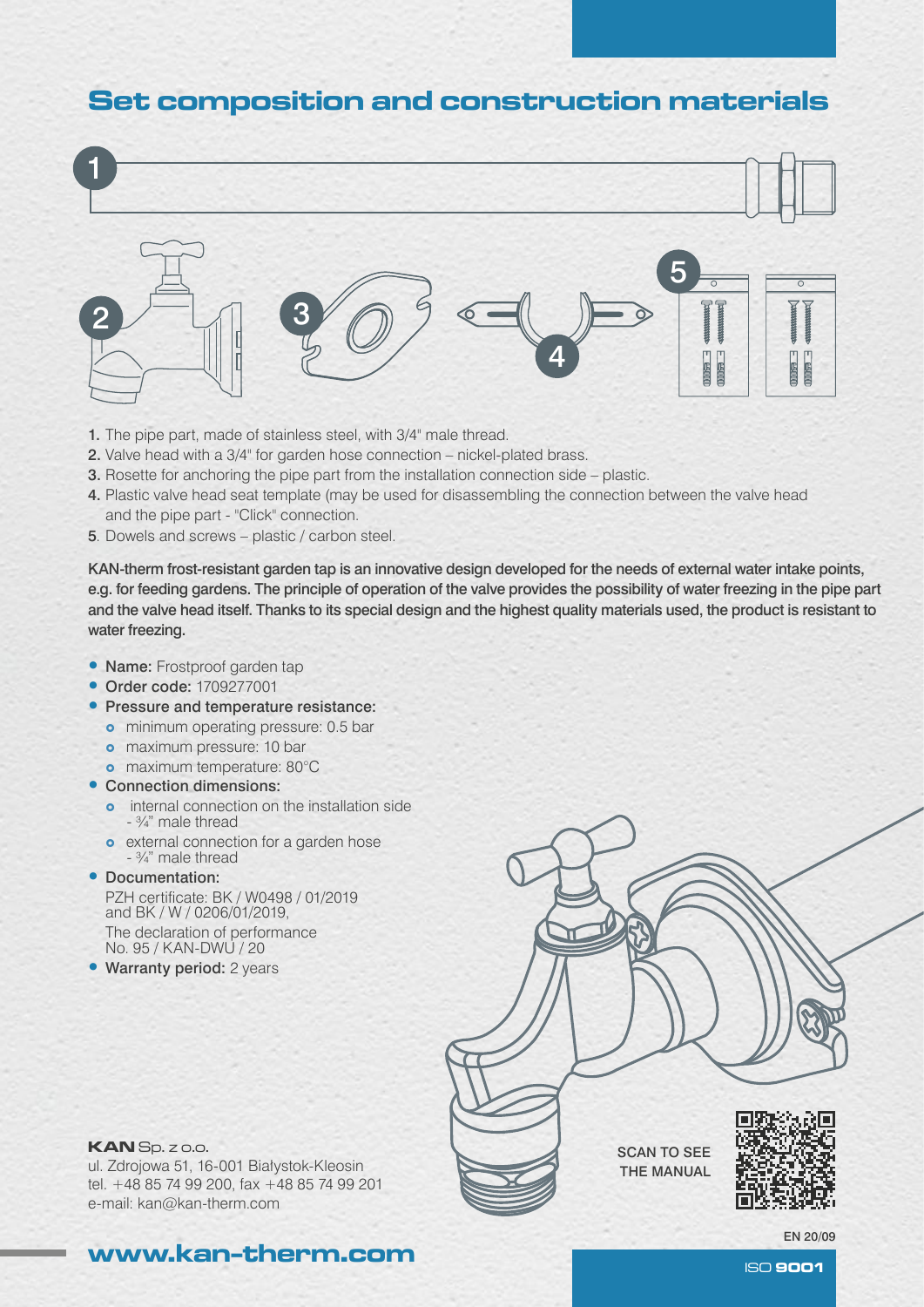# Set composition and construction materials

1. The pipe part, made of stainless steel, with 3/4" male thread.
2. Valve head with a 3/4" for garden hose connection – nickel-plated brass.
3. Rosette for anchoring the pipe part from the installation connection side – plastic.
4. Plastic valve head seat template (may be used for disassembling the connection between the valve head and the pipe part - "Click" connection.
5. Dowels and screws – plastic / carbon steel.

**KAN-therm frost-resistant garden tap is an innovative design developed for the needs of external water intake points, e.g. for feeding gardens. The principle of operation of the valve provides the possibility of water freezing in the pipe part and the valve head itself. Thanks to its special design and the highest quality materials used, the product is resistant to water freezing.**

- **Name:** Frostproof garden tap
- **Order code:** 1709277001
- **Pressure and temperature resistance:**
  - minimum operating pressure: 0.5 bar
  - maximum pressure: 10 bar
  - maximum temperature: 80°C
- **Connection dimensions:**
  - internal connection on the installation side - ¾" male thread
  - external connection for a garden hose - ¾" male thread
- **Documentation:**
  PZH certificate: BK / W0498 / 01/2019 and BK / W / 0206/01/2019,
  The declaration of performance No. 95 / KAN-DWU / 20
- **Warranty period:** 2 years

SCAN TO SEE THE MANUAL

**KAN** Sp. z o.o.
ul. Zdrojowa 51, 16-001 Białystok-Kleosin
tel. +48 85 74 99 200, fax +48 85 74 99 201
e-mail: kan@kan-therm.com

EN 20/09

**www.kan-therm.com**

ISO **9001**